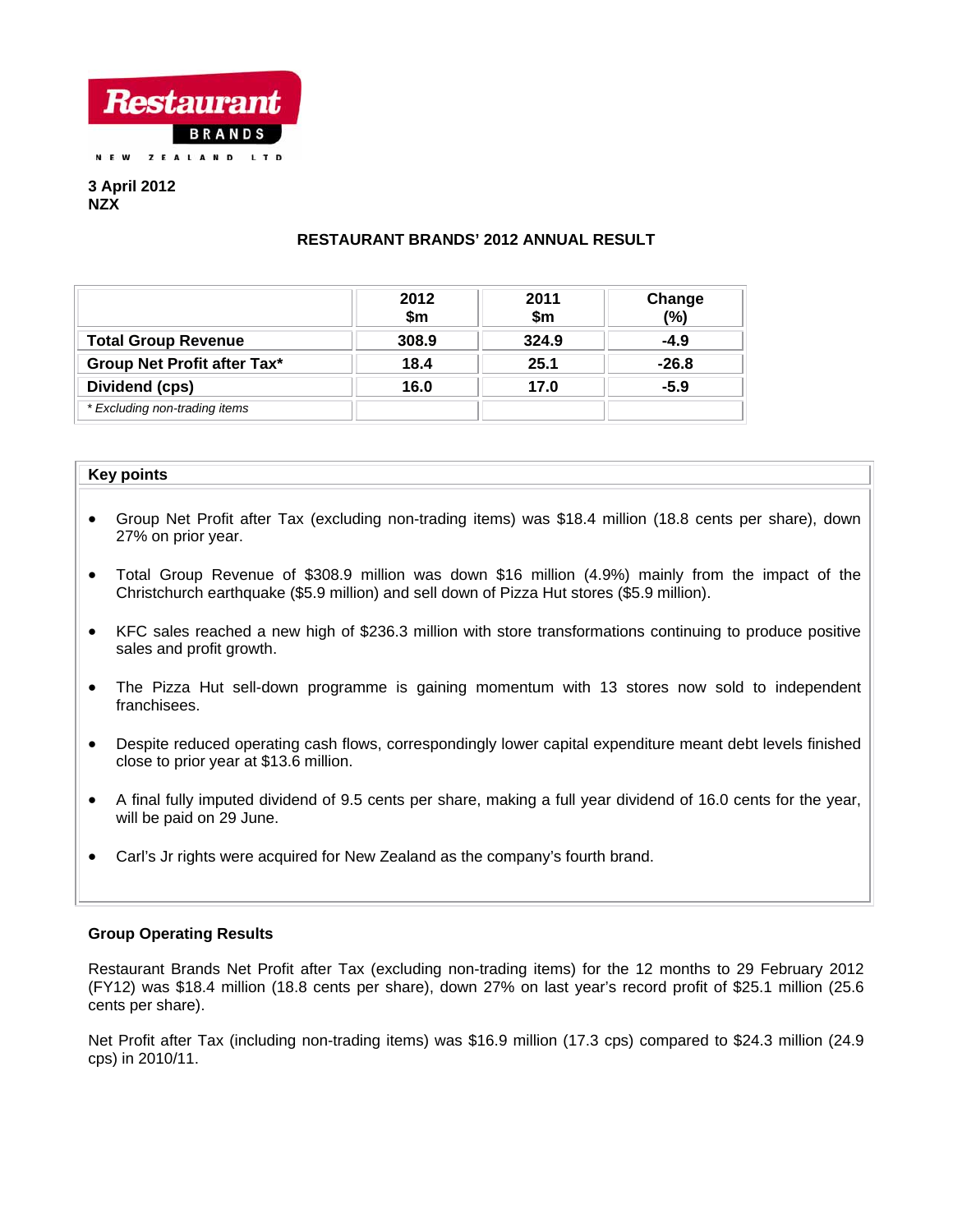Restaurant BRANDS NEW ZEALAND LTD

**3 April 2012**
**NZX**

## RESTAURANT BRANDS' 2012 ANNUAL RESULT

| | 2012 $m | 2011 $m | Change (%) |
|---|---|---|---|
| **Total Group Revenue** | 308.9 | 324.9 | -4.9 |
| **Group Net Profit after Tax*** | 18.4 | 25.1 | -26.8 |
| **Dividend (cps)** | 16.0 | 17.0 | -5.9 |
| *\* Excluding non-trading items* | | | |

### Key points

- Group Net Profit after Tax (excluding non-trading items) was $18.4 million (18.8 cents per share), down 27% on prior year.
- Total Group Revenue of $308.9 million was down $16 million (4.9%) mainly from the impact of the Christchurch earthquake ($5.9 million) and sell down of Pizza Hut stores ($5.9 million).
- KFC sales reached a new high of $236.3 million with store transformations continuing to produce positive sales and profit growth.
- The Pizza Hut sell-down programme is gaining momentum with 13 stores now sold to independent franchisees.
- Despite reduced operating cash flows, correspondingly lower capital expenditure meant debt levels finished close to prior year at $13.6 million.
- A final fully imputed dividend of 9.5 cents per share, making a full year dividend of 16.0 cents for the year, will be paid on 29 June.
- Carl's Jr rights were acquired for New Zealand as the company's fourth brand.

### Group Operating Results

Restaurant Brands Net Profit after Tax (excluding non-trading items) for the 12 months to 29 February 2012 (FY12) was $18.4 million (18.8 cents per share), down 27% on last year's record profit of $25.1 million (25.6 cents per share).

Net Profit after Tax (including non-trading items) was $16.9 million (17.3 cps) compared to $24.3 million (24.9 cps) in 2010/11.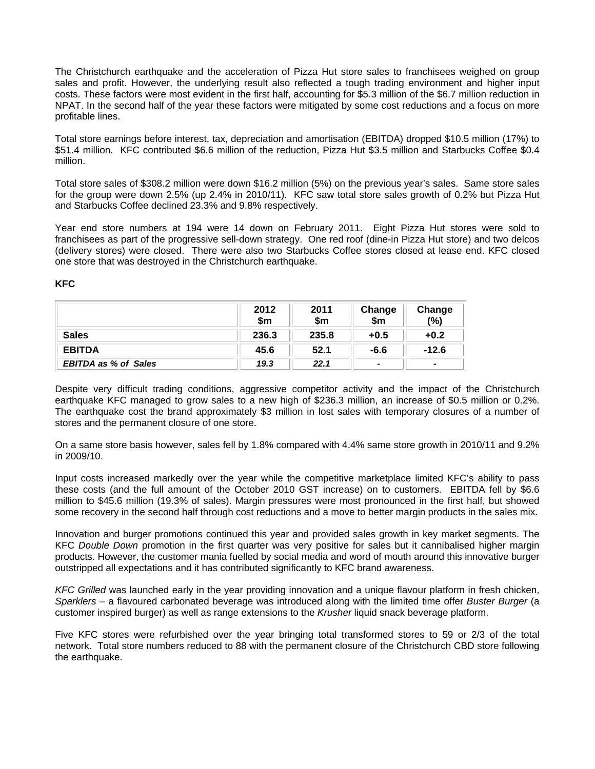The Christchurch earthquake and the acceleration of Pizza Hut store sales to franchisees weighed on group sales and profit. However, the underlying result also reflected a tough trading environment and higher input costs. These factors were most evident in the first half, accounting for $5.3 million of the $6.7 million reduction in NPAT. In the second half of the year these factors were mitigated by some cost reductions and a focus on more profitable lines.

Total store earnings before interest, tax, depreciation and amortisation (EBITDA) dropped $10.5 million (17%) to $51.4 million. KFC contributed $6.6 million of the reduction, Pizza Hut $3.5 million and Starbucks Coffee $0.4 million.

Total store sales of $308.2 million were down $16.2 million (5%) on the previous year's sales. Same store sales for the group were down 2.5% (up 2.4% in 2010/11). KFC saw total store sales growth of 0.2% but Pizza Hut and Starbucks Coffee declined 23.3% and 9.8% respectively.

Year end store numbers at 194 were 14 down on February 2011. Eight Pizza Hut stores were sold to franchisees as part of the progressive sell-down strategy. One red roof (dine-in Pizza Hut store) and two delcos (delivery stores) were closed. There were also two Starbucks Coffee stores closed at lease end. KFC closed one store that was destroyed in the Christchurch earthquake.

**KFC**

| | 2012 $m | 2011 $m | Change $m | Change (%) |
|---|---|---|---|---|
| **Sales** | **236.3** | **235.8** | **+0.5** | **+0.2** |
| **EBITDA** | **45.6** | **52.1** | **-6.6** | **-12.6** |
| ***EBITDA as % of Sales*** | ***19.3*** | ***22.1*** | **-** | **-** |

Despite very difficult trading conditions, aggressive competitor activity and the impact of the Christchurch earthquake KFC managed to grow sales to a new high of $236.3 million, an increase of $0.5 million or 0.2%. The earthquake cost the brand approximately $3 million in lost sales with temporary closures of a number of stores and the permanent closure of one store.

On a same store basis however, sales fell by 1.8% compared with 4.4% same store growth in 2010/11 and 9.2% in 2009/10.

Input costs increased markedly over the year while the competitive marketplace limited KFC's ability to pass these costs (and the full amount of the October 2010 GST increase) on to customers. EBITDA fell by $6.6 million to $45.6 million (19.3% of sales). Margin pressures were most pronounced in the first half, but showed some recovery in the second half through cost reductions and a move to better margin products in the sales mix.

Innovation and burger promotions continued this year and provided sales growth in key market segments. The KFC *Double Down* promotion in the first quarter was very positive for sales but it cannibalised higher margin products. However, the customer mania fuelled by social media and word of mouth around this innovative burger outstripped all expectations and it has contributed significantly to KFC brand awareness.

*KFC Grilled* was launched early in the year providing innovation and a unique flavour platform in fresh chicken, *Sparklers* – a flavoured carbonated beverage was introduced along with the limited time offer *Buster Burger* (a customer inspired burger) as well as range extensions to the *Krusher* liquid snack beverage platform.

Five KFC stores were refurbished over the year bringing total transformed stores to 59 or 2/3 of the total network. Total store numbers reduced to 88 with the permanent closure of the Christchurch CBD store following the earthquake.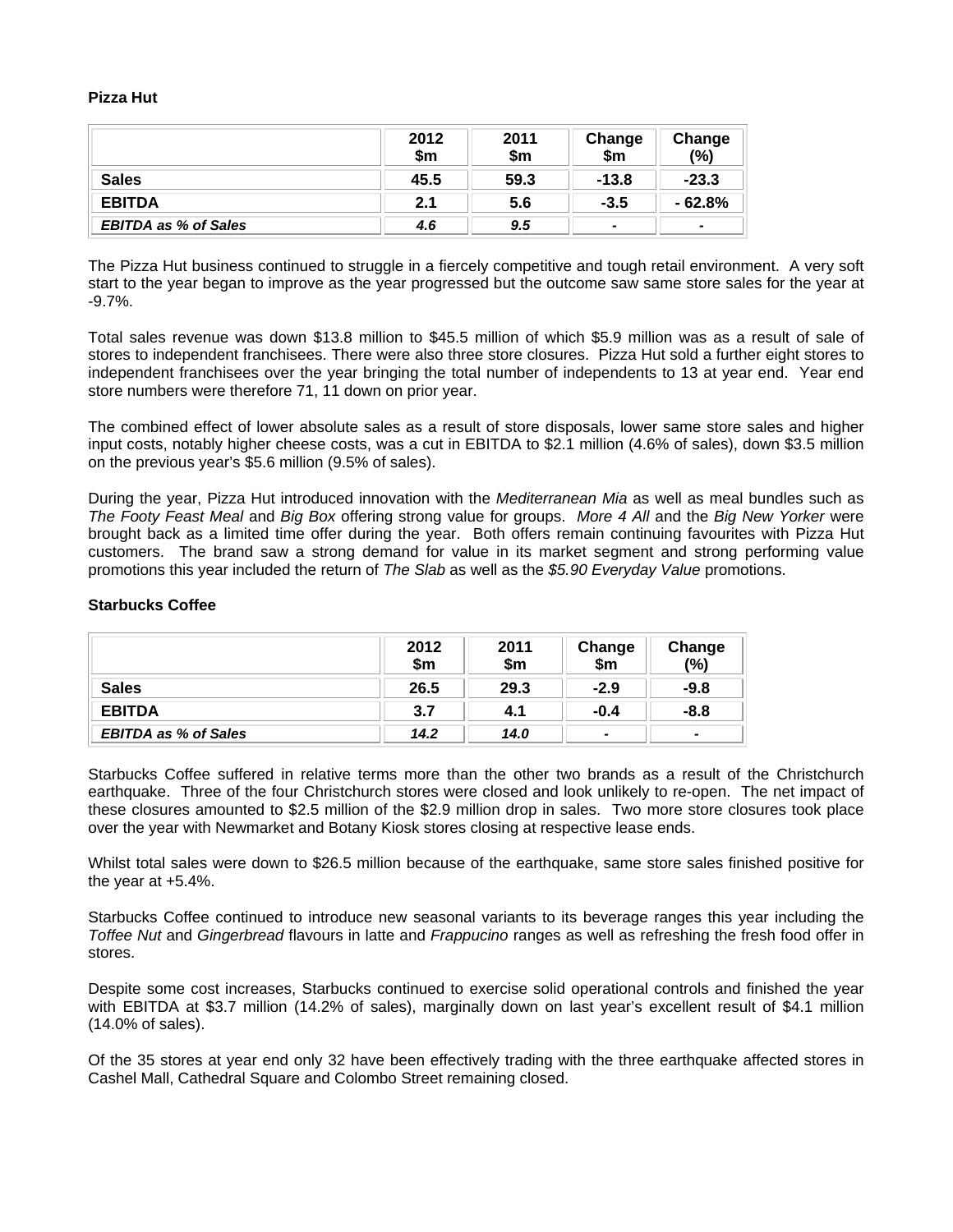**Pizza Hut**

| | 2012 $m | 2011 $m | Change $m | Change (%) |
|---|---|---|---|---|
| **Sales** | **45.5** | **59.3** | **-13.8** | **-23.3** |
| **EBITDA** | **2.1** | **5.6** | **-3.5** | **- 62.8%** |
| ***EBITDA as % of Sales*** | ***4.6*** | ***9.5*** | **-** | **-** |

The Pizza Hut business continued to struggle in a fiercely competitive and tough retail environment. A very soft start to the year began to improve as the year progressed but the outcome saw same store sales for the year at -9.7%.

Total sales revenue was down $13.8 million to $45.5 million of which $5.9 million was as a result of sale of stores to independent franchisees. There were also three store closures. Pizza Hut sold a further eight stores to independent franchisees over the year bringing the total number of independents to 13 at year end. Year end store numbers were therefore 71, 11 down on prior year.

The combined effect of lower absolute sales as a result of store disposals, lower same store sales and higher input costs, notably higher cheese costs, was a cut in EBITDA to $2.1 million (4.6% of sales), down $3.5 million on the previous year's $5.6 million (9.5% of sales).

During the year, Pizza Hut introduced innovation with the *Mediterranean Mia* as well as meal bundles such as *The Footy Feast Meal* and *Big Box* offering strong value for groups. *More 4 All* and the *Big New Yorker* were brought back as a limited time offer during the year. Both offers remain continuing favourites with Pizza Hut customers. The brand saw a strong demand for value in its market segment and strong performing value promotions this year included the return of *The Slab* as well as the *$5.90 Everyday Value* promotions.

**Starbucks Coffee**

| | 2012 $m | 2011 $m | Change $m | Change (%) |
|---|---|---|---|---|
| **Sales** | **26.5** | **29.3** | **-2.9** | **-9.8** |
| **EBITDA** | **3.7** | **4.1** | **-0.4** | **-8.8** |
| ***EBITDA as % of Sales*** | ***14.2*** | ***14.0*** | **-** | **-** |

Starbucks Coffee suffered in relative terms more than the other two brands as a result of the Christchurch earthquake. Three of the four Christchurch stores were closed and look unlikely to re-open. The net impact of these closures amounted to $2.5 million of the $2.9 million drop in sales. Two more store closures took place over the year with Newmarket and Botany Kiosk stores closing at respective lease ends.

Whilst total sales were down to $26.5 million because of the earthquake, same store sales finished positive for the year at +5.4%.

Starbucks Coffee continued to introduce new seasonal variants to its beverage ranges this year including the *Toffee Nut* and *Gingerbread* flavours in latte and *Frappucino* ranges as well as refreshing the fresh food offer in stores.

Despite some cost increases, Starbucks continued to exercise solid operational controls and finished the year with EBITDA at $3.7 million (14.2% of sales), marginally down on last year's excellent result of $4.1 million (14.0% of sales).

Of the 35 stores at year end only 32 have been effectively trading with the three earthquake affected stores in Cashel Mall, Cathedral Square and Colombo Street remaining closed.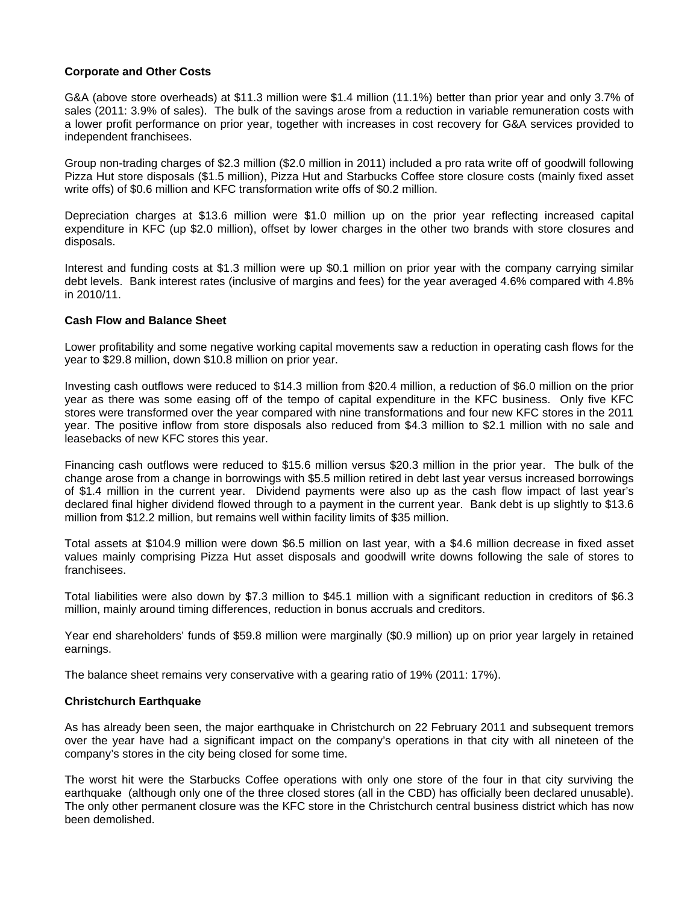**Corporate and Other Costs**

G&A (above store overheads) at $11.3 million were $1.4 million (11.1%) better than prior year and only 3.7% of sales (2011: 3.9% of sales). The bulk of the savings arose from a reduction in variable remuneration costs with a lower profit performance on prior year, together with increases in cost recovery for G&A services provided to independent franchisees.

Group non-trading charges of $2.3 million ($2.0 million in 2011) included a pro rata write off of goodwill following Pizza Hut store disposals ($1.5 million), Pizza Hut and Starbucks Coffee store closure costs (mainly fixed asset write offs) of $0.6 million and KFC transformation write offs of $0.2 million.

Depreciation charges at $13.6 million were $1.0 million up on the prior year reflecting increased capital expenditure in KFC (up $2.0 million), offset by lower charges in the other two brands with store closures and disposals.

Interest and funding costs at $1.3 million were up $0.1 million on prior year with the company carrying similar debt levels. Bank interest rates (inclusive of margins and fees) for the year averaged 4.6% compared with 4.8% in 2010/11.

**Cash Flow and Balance Sheet**

Lower profitability and some negative working capital movements saw a reduction in operating cash flows for the year to $29.8 million, down $10.8 million on prior year.

Investing cash outflows were reduced to $14.3 million from $20.4 million, a reduction of $6.0 million on the prior year as there was some easing off of the tempo of capital expenditure in the KFC business. Only five KFC stores were transformed over the year compared with nine transformations and four new KFC stores in the 2011 year. The positive inflow from store disposals also reduced from $4.3 million to $2.1 million with no sale and leasebacks of new KFC stores this year.

Financing cash outflows were reduced to $15.6 million versus $20.3 million in the prior year. The bulk of the change arose from a change in borrowings with $5.5 million retired in debt last year versus increased borrowings of $1.4 million in the current year. Dividend payments were also up as the cash flow impact of last year's declared final higher dividend flowed through to a payment in the current year. Bank debt is up slightly to $13.6 million from $12.2 million, but remains well within facility limits of $35 million.

Total assets at $104.9 million were down $6.5 million on last year, with a $4.6 million decrease in fixed asset values mainly comprising Pizza Hut asset disposals and goodwill write downs following the sale of stores to franchisees.

Total liabilities were also down by $7.3 million to $45.1 million with a significant reduction in creditors of $6.3 million, mainly around timing differences, reduction in bonus accruals and creditors.

Year end shareholders' funds of $59.8 million were marginally ($0.9 million) up on prior year largely in retained earnings.

The balance sheet remains very conservative with a gearing ratio of 19% (2011: 17%).

**Christchurch Earthquake**

As has already been seen, the major earthquake in Christchurch on 22 February 2011 and subsequent tremors over the year have had a significant impact on the company's operations in that city with all nineteen of the company's stores in the city being closed for some time.

The worst hit were the Starbucks Coffee operations with only one store of the four in that city surviving the earthquake (although only one of the three closed stores (all in the CBD) has officially been declared unusable). The only other permanent closure was the KFC store in the Christchurch central business district which has now been demolished.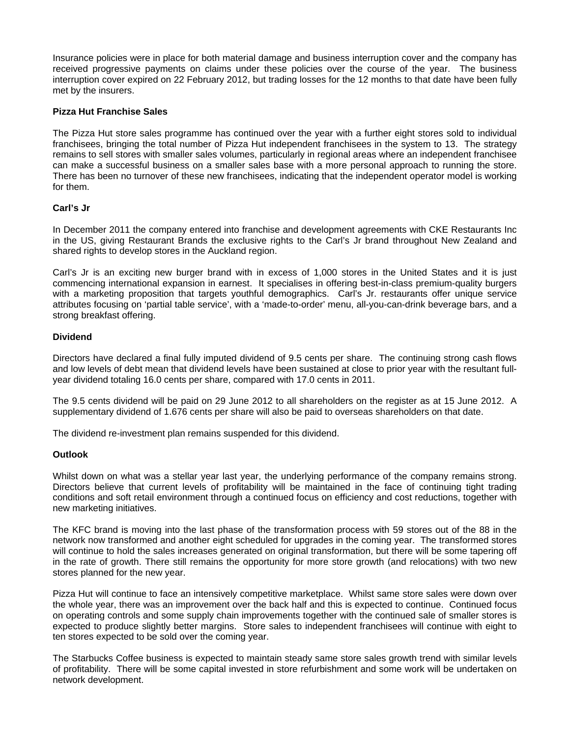Insurance policies were in place for both material damage and business interruption cover and the company has received progressive payments on claims under these policies over the course of the year. The business interruption cover expired on 22 February 2012, but trading losses for the 12 months to that date have been fully met by the insurers.

**Pizza Hut Franchise Sales**

The Pizza Hut store sales programme has continued over the year with a further eight stores sold to individual franchisees, bringing the total number of Pizza Hut independent franchisees in the system to 13. The strategy remains to sell stores with smaller sales volumes, particularly in regional areas where an independent franchisee can make a successful business on a smaller sales base with a more personal approach to running the store. There has been no turnover of these new franchisees, indicating that the independent operator model is working for them.

**Carl's Jr**

In December 2011 the company entered into franchise and development agreements with CKE Restaurants Inc in the US, giving Restaurant Brands the exclusive rights to the Carl's Jr brand throughout New Zealand and shared rights to develop stores in the Auckland region.

Carl's Jr is an exciting new burger brand with in excess of 1,000 stores in the United States and it is just commencing international expansion in earnest. It specialises in offering best-in-class premium-quality burgers with a marketing proposition that targets youthful demographics. Carl's Jr. restaurants offer unique service attributes focusing on 'partial table service', with a 'made-to-order' menu, all-you-can-drink beverage bars, and a strong breakfast offering.

**Dividend**

Directors have declared a final fully imputed dividend of 9.5 cents per share. The continuing strong cash flows and low levels of debt mean that dividend levels have been sustained at close to prior year with the resultant full-year dividend totaling 16.0 cents per share, compared with 17.0 cents in 2011.

The 9.5 cents dividend will be paid on 29 June 2012 to all shareholders on the register as at 15 June 2012. A supplementary dividend of 1.676 cents per share will also be paid to overseas shareholders on that date.

The dividend re-investment plan remains suspended for this dividend.

**Outlook**

Whilst down on what was a stellar year last year, the underlying performance of the company remains strong. Directors believe that current levels of profitability will be maintained in the face of continuing tight trading conditions and soft retail environment through a continued focus on efficiency and cost reductions, together with new marketing initiatives.

The KFC brand is moving into the last phase of the transformation process with 59 stores out of the 88 in the network now transformed and another eight scheduled for upgrades in the coming year. The transformed stores will continue to hold the sales increases generated on original transformation, but there will be some tapering off in the rate of growth. There still remains the opportunity for more store growth (and relocations) with two new stores planned for the new year.

Pizza Hut will continue to face an intensively competitive marketplace. Whilst same store sales were down over the whole year, there was an improvement over the back half and this is expected to continue. Continued focus on operating controls and some supply chain improvements together with the continued sale of smaller stores is expected to produce slightly better margins. Store sales to independent franchisees will continue with eight to ten stores expected to be sold over the coming year.

The Starbucks Coffee business is expected to maintain steady same store sales growth trend with similar levels of profitability. There will be some capital invested in store refurbishment and some work will be undertaken on network development.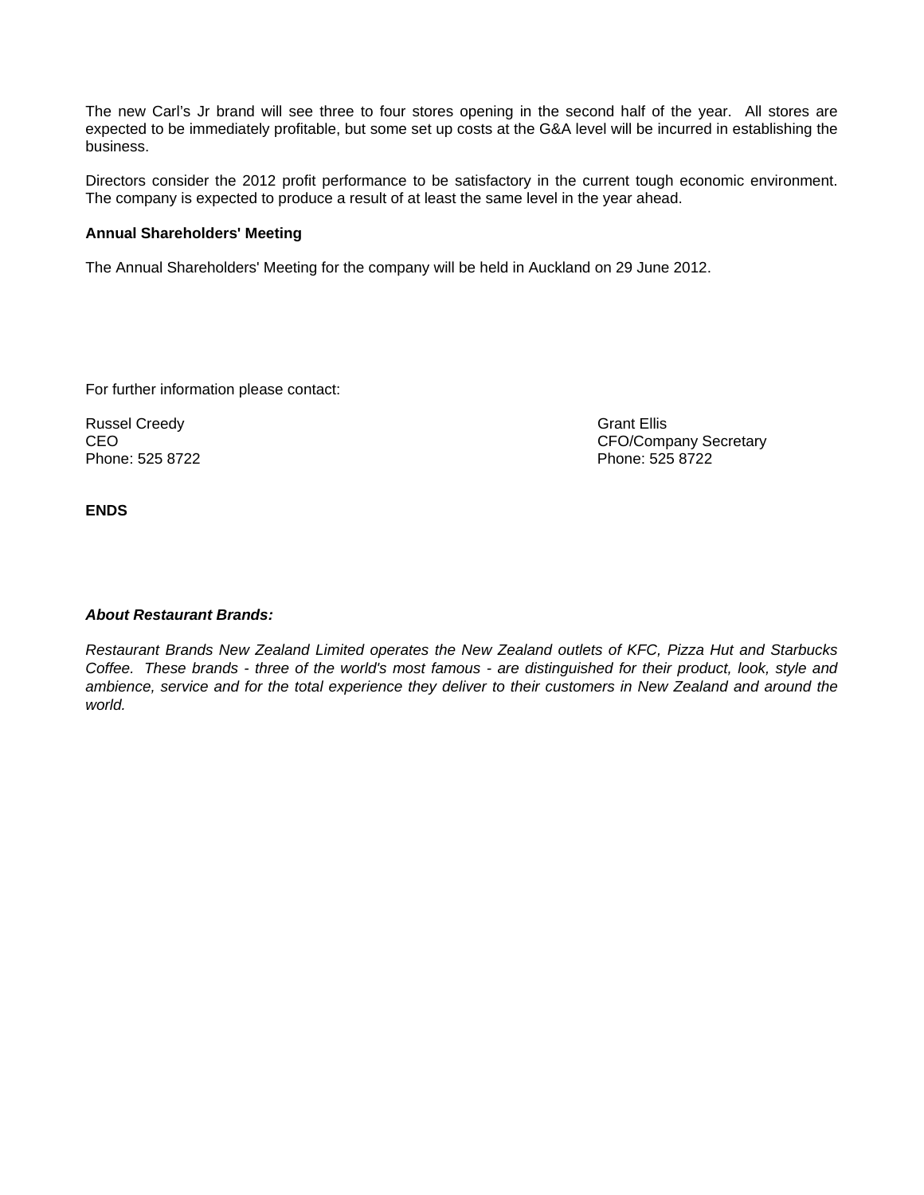The new Carl's Jr brand will see three to four stores opening in the second half of the year. All stores are expected to be immediately profitable, but some set up costs at the G&A level will be incurred in establishing the business.

Directors consider the 2012 profit performance to be satisfactory in the current tough economic environment. The company is expected to produce a result of at least the same level in the year ahead.

**Annual Shareholders' Meeting**

The Annual Shareholders' Meeting for the company will be held in Auckland on 29 June 2012.

For further information please contact:

Russel Creedy
CEO
Phone: 525 8722

Grant Ellis
CFO/Company Secretary
Phone: 525 8722

**ENDS**

***About Restaurant Brands:***

*Restaurant Brands New Zealand Limited operates the New Zealand outlets of KFC, Pizza Hut and Starbucks Coffee. These brands - three of the world's most famous - are distinguished for their product, look, style and ambience, service and for the total experience they deliver to their customers in New Zealand and around the world.*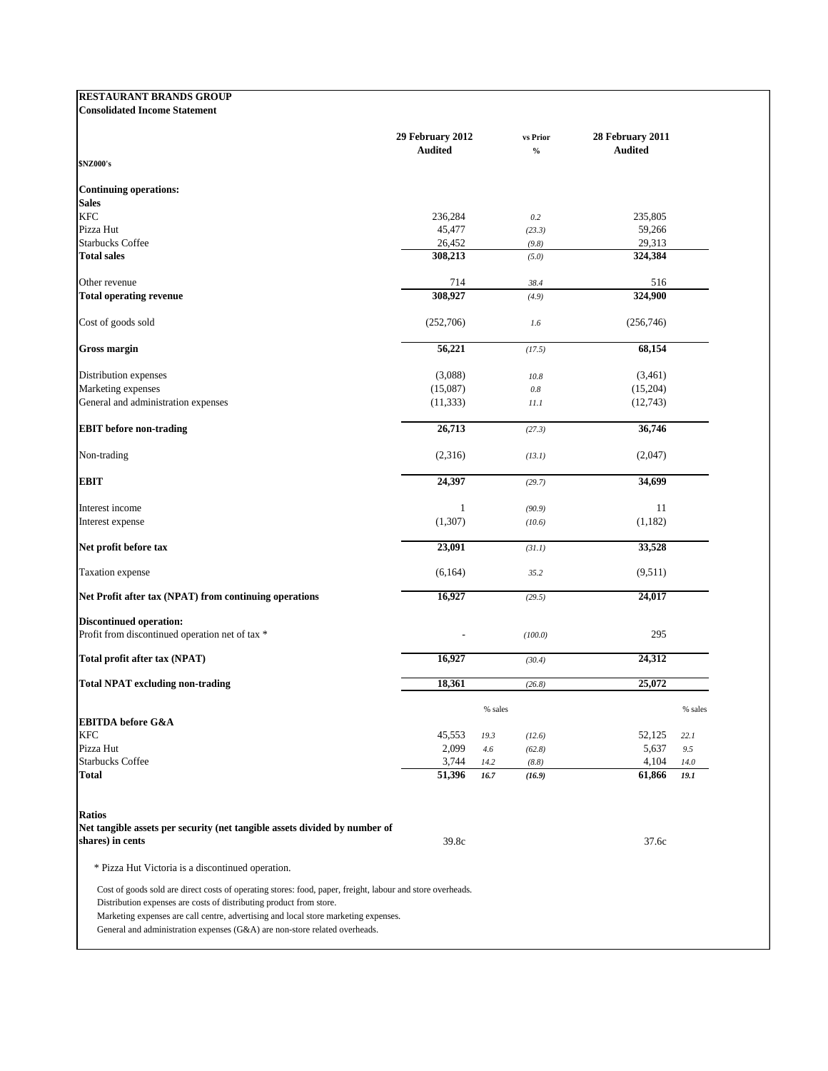**RESTAURANT BRANDS GROUP**
**Consolidated Income Statement**

| $NZ000's | 29 February 2012 Audited | % sales | vs Prior % | 28 February 2011 Audited | % sales |
|---|---|---|---|---|---|
| **Continuing operations:** | | | | | |
| **Sales** | | | | | |
| KFC | 236,284 | | 0.2 | 235,805 | |
| Pizza Hut | 45,477 | | (23.3) | 59,266 | |
| Starbucks Coffee | 26,452 | | (9.8) | 29,313 | |
| **Total sales** | **308,213** | | (5.0) | **324,384** | |
| Other revenue | 714 | | 38.4 | 516 | |
| **Total operating revenue** | **308,927** | | (4.9) | **324,900** | |
| Cost of goods sold | (252,706) | | 1.6 | (256,746) | |
| **Gross margin** | **56,221** | | (17.5) | **68,154** | |
| Distribution expenses | (3,088) | | 10.8 | (3,461) | |
| Marketing expenses | (15,087) | | 0.8 | (15,204) | |
| General and administration expenses | (11,333) | | 11.1 | (12,743) | |
| **EBIT before non-trading** | **26,713** | | (27.3) | **36,746** | |
| Non-trading | (2,316) | | (13.1) | (2,047) | |
| **EBIT** | **24,397** | | (29.7) | **34,699** | |
| Interest income | 1 | | (90.9) | 11 | |
| Interest expense | (1,307) | | (10.6) | (1,182) | |
| **Net profit before tax** | **23,091** | | (31.1) | **33,528** | |
| Taxation expense | (6,164) | | 35.2 | (9,511) | |
| **Net Profit after tax (NPAT) from continuing operations** | **16,927** | | (29.5) | **24,017** | |
| **Discontinued operation:** | | | | | |
| Profit from discontinued operation net of tax * | - | | (100.0) | 295 | |
| **Total profit after tax (NPAT)** | **16,927** | | (30.4) | **24,312** | |
| **Total NPAT excluding non-trading** | **18,361** | | (26.8) | **25,072** | |
| **EBITDA before G&A** | | | | | |
| KFC | 45,553 | 19.3 | (12.6) | 52,125 | 22.1 |
| Pizza Hut | 2,099 | 4.6 | (62.8) | 5,637 | 9.5 |
| Starbucks Coffee | 3,744 | 14.2 | (8.8) | 4,104 | 14.0 |
| **Total** | **51,396** | **16.7** | **(16.9)** | **61,866** | **19.1** |
| **Ratios** | | | | | |
| **Net tangible assets per security (net tangible assets divided by number of shares) in cents** | 39.8c | | | 37.6c | |

\* Pizza Hut Victoria is a discontinued operation.

Cost of goods sold are direct costs of operating stores: food, paper, freight, labour and store overheads.
Distribution expenses are costs of distributing product from store.
Marketing expenses are call centre, advertising and local store marketing expenses.
General and administration expenses (G&A) are non-store related overheads.